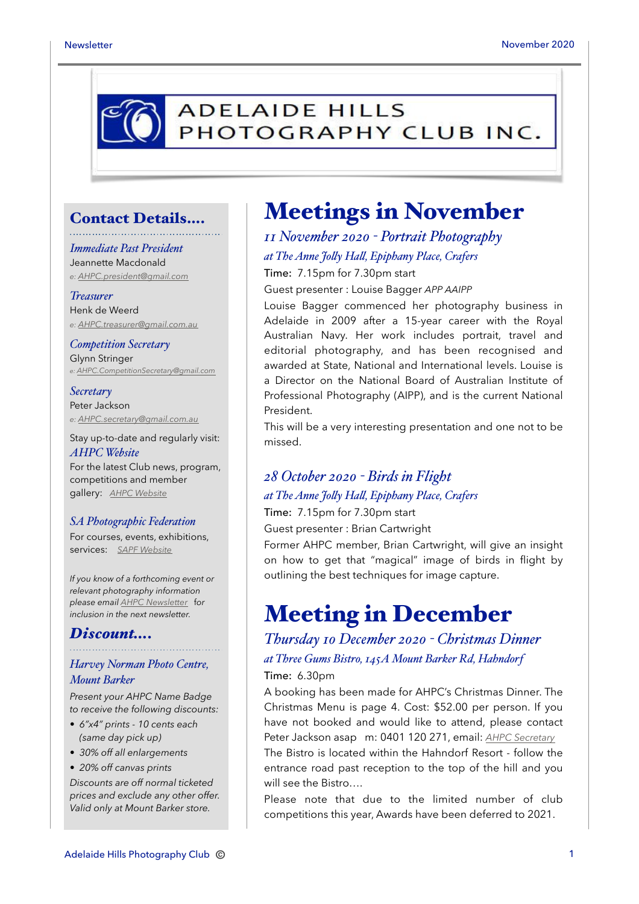# ADELAIDE HILLS PHOTOGRAPHY CLUB INC.

## Contact Details....

*Immediate Past President*
Jeannette Macdonald
*e: AHPC.president@gmail.com*

*Treasurer*
Henk de Weerd
*e: AHPC.treasurer@gmail.com.au*

*Competition Secretary*
Glynn Stringer
*e: AHPC.CompetitionSecretary@gmail.com*

*Secretary*
Peter Jackson
*e: AHPC.secretary@gmail.com.au*

Stay up-to-date and regularly visit:
*AHPC Website*
For the latest Club news, program, competitions and member gallery: *AHPC Website*

*SA Photographic Federation*
For courses, events, exhibitions, services: *SAPF Website*

*If you know of a forthcoming event or relevant photography information please email AHPC Newsletter for inclusion in the next newsletter.*

## Discount....

*Harvey Norman Photo Centre, Mount Barker*

*Present your AHPC Name Badge to receive the following discounts:*

- *6"x4" prints - 10 cents each (same day pick up)*
- *30% off all enlargements*
- *20% off canvas prints*

*Discounts are off normal ticketed prices and exclude any other offer. Valid only at Mount Barker store.*

# Meetings in November

### *11 November 2020 - Portrait Photography*

*at The Anne Jolly Hall, Epiphany Place, Crafers*

Time: 7.15pm for 7.30pm start

Guest presenter : Louise Bagger *APP AAIPP*

Louise Bagger commenced her photography business in Adelaide in 2009 after a 15-year career with the Royal Australian Navy. Her work includes portrait, travel and editorial photography, and has been recognised and awarded at State, National and International levels. Louise is a Director on the National Board of Australian Institute of Professional Photography (AIPP), and is the current National President.

This will be a very interesting presentation and one not to be missed.

### *28 October 2020 - Birds in Flight*

*at The Anne Jolly Hall, Epiphany Place, Crafers*

Time: 7.15pm for 7.30pm start

Guest presenter : Brian Cartwright

Former AHPC member, Brian Cartwright, will give an insight on how to get that "magical" image of birds in flight by outlining the best techniques for image capture.

# Meeting in December

### *Thursday 10 December 2020 - Christmas Dinner*

*at Three Gums Bistro, 145A Mount Barker Rd, Hahndorf*

Time: 6.30pm

A booking has been made for AHPC's Christmas Dinner. The Christmas Menu is page 4. Cost: $52.00 per person. If you have not booked and would like to attend, please contact Peter Jackson asap m: 0401 120 271, email: *AHPC Secretary*

The Bistro is located within the Hahndorf Resort - follow the entrance road past reception to the top of the hill and you will see the Bistro....

Please note that due to the limited number of club competitions this year, Awards have been deferred to 2021.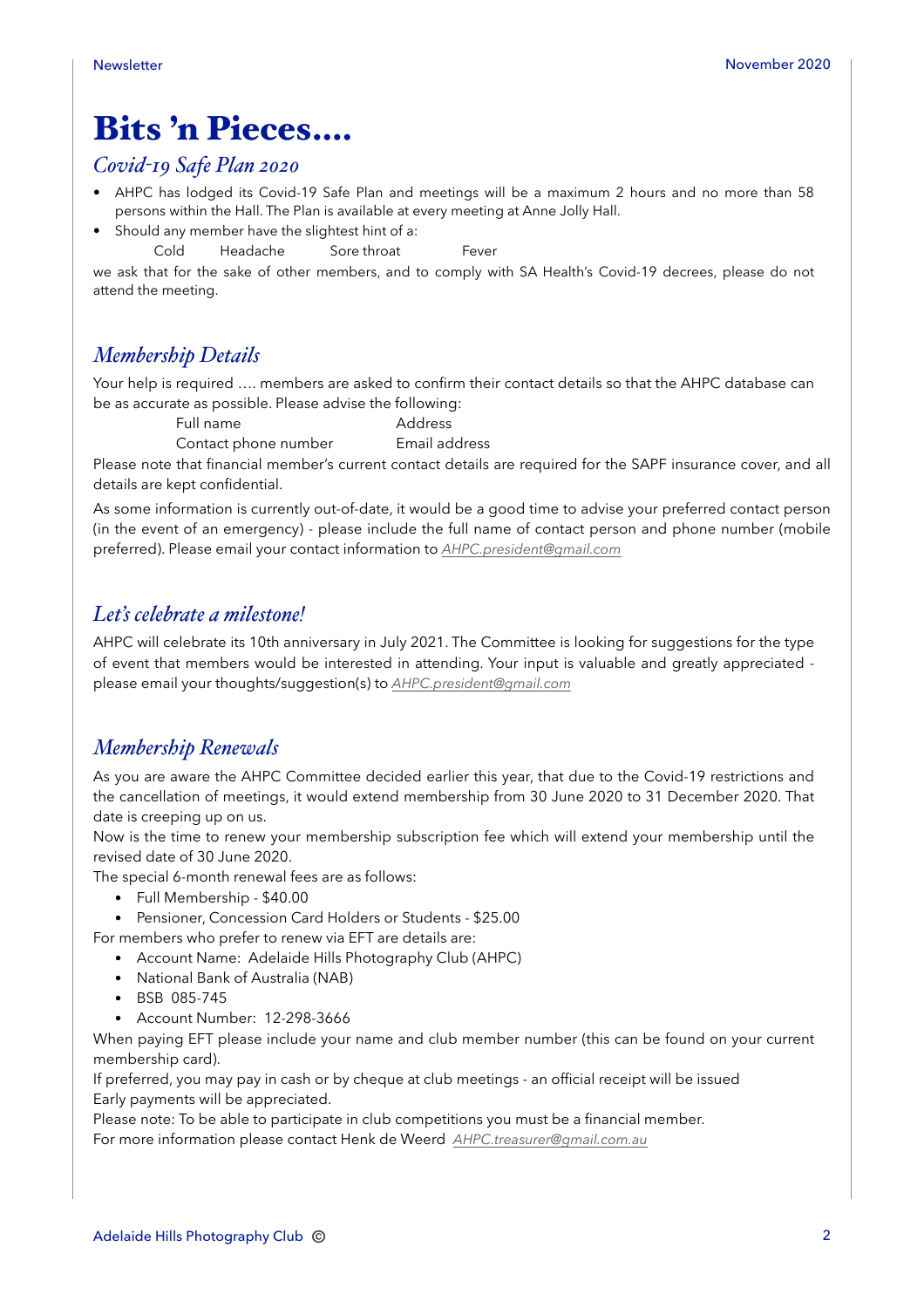// Bits 'n Pieces.... //
# Bits 'n Pieces….

## *Covid-19 Safe Plan 2020*

- AHPC has lodged its Covid-19 Safe Plan and meetings will be a maximum 2 hours and no more than 58 persons within the Hall. The Plan is available at every meeting at Anne Jolly Hall.
- Should any member have the slightest hint of a:

  Cold Headache Sore throat Fever

we ask that for the sake of other members, and to comply with SA Health's Covid-19 decrees, please do not attend the meeting.

## *Membership Details*

Your help is required …. members are asked to confirm their contact details so that the AHPC database can be as accurate as possible. Please advise the following:

Full name Address
Contact phone number Email address

Please note that financial member's current contact details are required for the SAPF insurance cover, and all details are kept confidential.

As some information is currently out-of-date, it would be a good time to advise your preferred contact person (in the event of an emergency) - please include the full name of contact person and phone number (mobile preferred). Please email your contact information to *AHPC.president@gmail.com*

## *Let's celebrate a milestone!*

AHPC will celebrate its 10th anniversary in July 2021. The Committee is looking for suggestions for the type of event that members would be interested in attending. Your input is valuable and greatly appreciated - please email your thoughts/suggestion(s) to *AHPC.president@gmail.com*

## *Membership Renewals*

As you are aware the AHPC Committee decided earlier this year, that due to the Covid-19 restrictions and the cancellation of meetings, it would extend membership from 30 June 2020 to 31 December 2020. That date is creeping up on us.

Now is the time to renew your membership subscription fee which will extend your membership until the revised date of 30 June 2020.

The special 6-month renewal fees are as follows:

- Full Membership - $40.00
- Pensioner, Concession Card Holders or Students - $25.00

For members who prefer to renew via EFT are details are:

- Account Name: Adelaide Hills Photography Club (AHPC)
- National Bank of Australia (NAB)
- BSB 085-745
- Account Number: 12-298-3666

When paying EFT please include your name and club member number (this can be found on your current membership card).

If preferred, you may pay in cash or by cheque at club meetings - an official receipt will be issued

Early payments will be appreciated.

Please note: To be able to participate in club competitions you must be a financial member.

For more information please contact Henk de Weerd *AHPC.treasurer@gmail.com.au*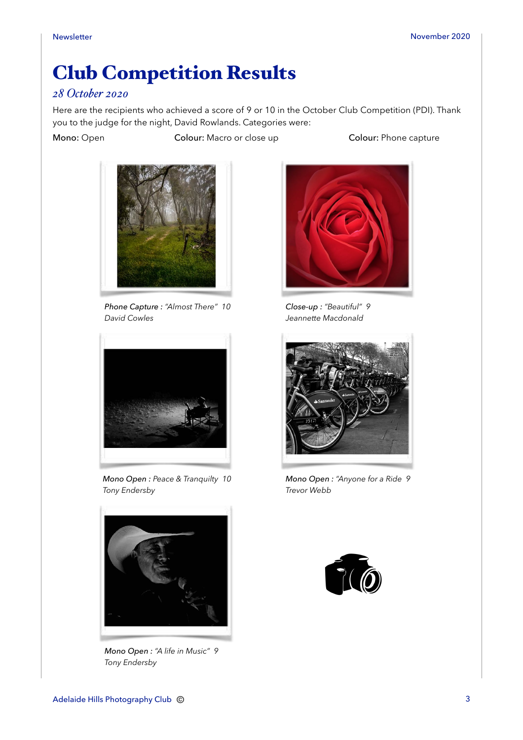# Club Competition Results

*28 October 2020*

Here are the recipients who achieved a score of 9 or 10 in the October Club Competition (PDI). Thank you to the judge for the night, David Rowlands. Categories were:

**Mono:** Open **Colour:** Macro or close up **Colour:** Phone capture

*Phone Capture : "Almost There" 10*
*David Cowles*

*Close-up : "Beautiful" 9*
*Jeannette Macdonald*

*Mono Open : Peace & Tranquilty 10*
*Tony Endersby*

*Mono Open : "Anyone for a Ride 9*
*Trevor Webb*

*Mono Open : "A life in Music" 9*
*Tony Endersby*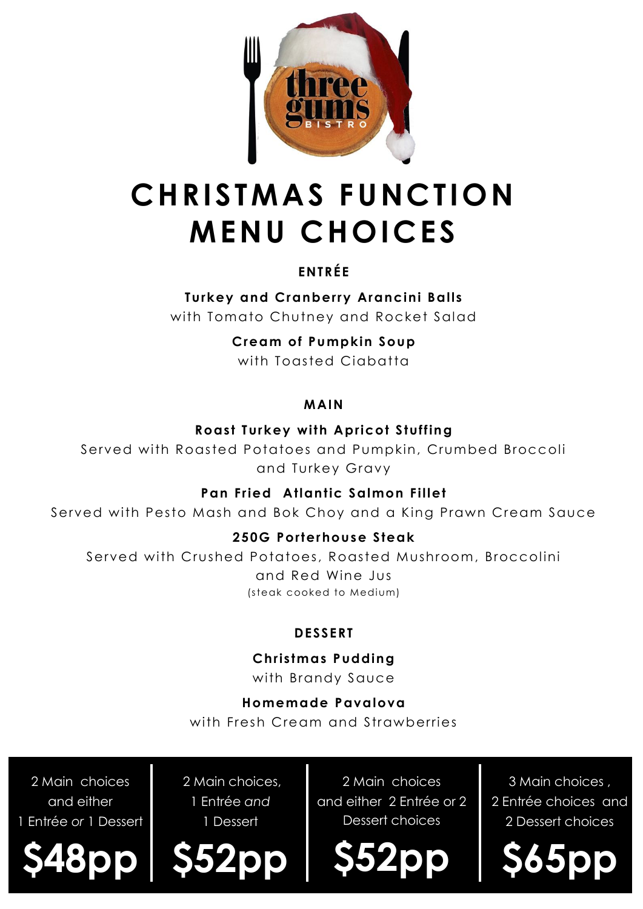three gums BISTRO

# CHRISTMAS FUNCTION MENU CHOICES

## ENTRÉE

**Turkey and Cranberry Arancini Balls**
with Tomato Chutney and Rocket Salad

**Cream of Pumpkin Soup**
with Toasted Ciabatta

## MAIN

**Roast Turkey with Apricot Stuffing**
Served with Roasted Potatoes and Pumpkin, Crumbed Broccoli and Turkey Gravy

**Pan Fried Atlantic Salmon Fillet**
Served with Pesto Mash and Bok Choy and a King Prawn Cream Sauce

**250G Porterhouse Steak**
Served with Crushed Potatoes, Roasted Mushroom, Broccolini and Red Wine Jus
(steak cooked to Medium)

## DESSERT

**Christmas Pudding**
with Brandy Sauce

**Homemade Pavalova**
with Fresh Cream and Strawberries

| | | | |
|---|---|---|---|
| 2 Main choices and either 1 Entrée or 1 Dessert | 2 Main choices, 1 Entrée *and* 1 Dessert | 2 Main choices and either 2 Entrée or 2 Dessert choices | 3 Main choices, 2 Entrée choices and 2 Dessert choices |
| **$48pp** | **$52pp** | **$52pp** | **$65pp** |